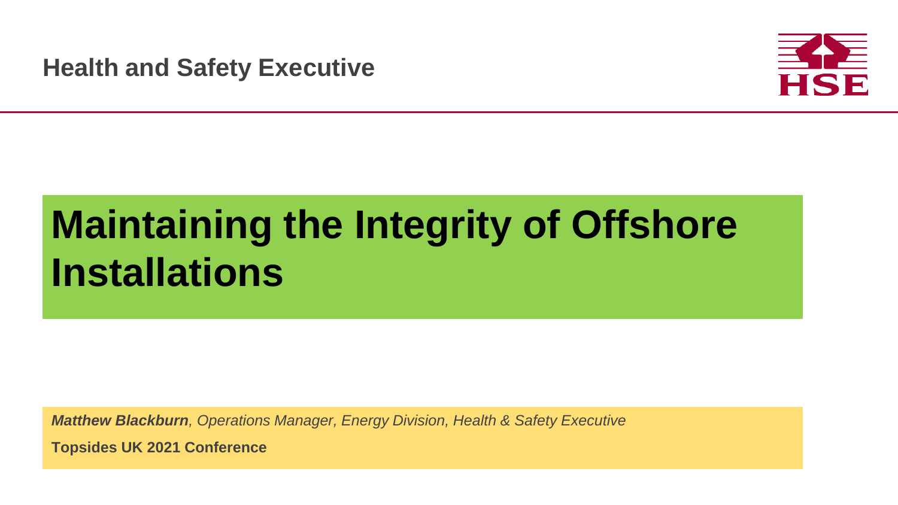Health and Safety Executive

# Maintaining the Integrity of Offshore Installations

***Matthew Blackburn**, Operations Manager, Energy Division, Health & Safety Executive*

**Topsides UK 2021 Conference**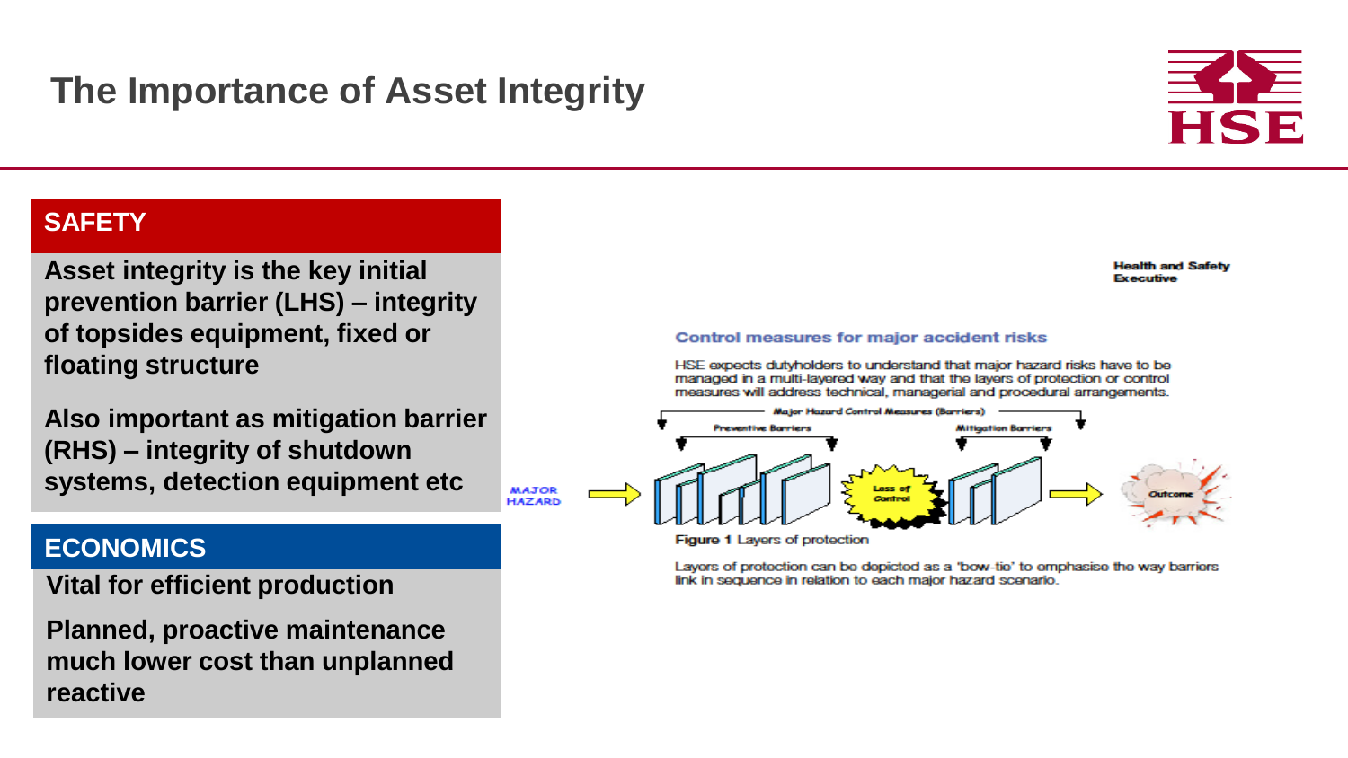# The Importance of Asset Integrity

## SAFETY

**Asset integrity is the key initial prevention barrier (LHS) – integrity of topsides equipment, fixed or floating structure**

**Also important as mitigation barrier (RHS) – integrity of shutdown systems, detection equipment etc**

## ECONOMICS

**Vital for efficient production**

**Planned, proactive maintenance much lower cost than unplanned reactive**

**Health and Safety Executive**

**Control measures for major accident risks**

HSE expects dutyholders to understand that major hazard risks have to be managed in a multi-layered way and that the layers of protection or control measures will address technical, managerial and procedural arrangements.

MAJOR HAZARD → Major Hazard Control Measures (Barriers): Preventive Barriers → Loss of Control → Mitigation Barriers → Outcome

**Figure 1** Layers of protection

Layers of protection can be depicted as a 'bow-tie' to emphasise the way barriers link in sequence in relation to each major hazard scenario.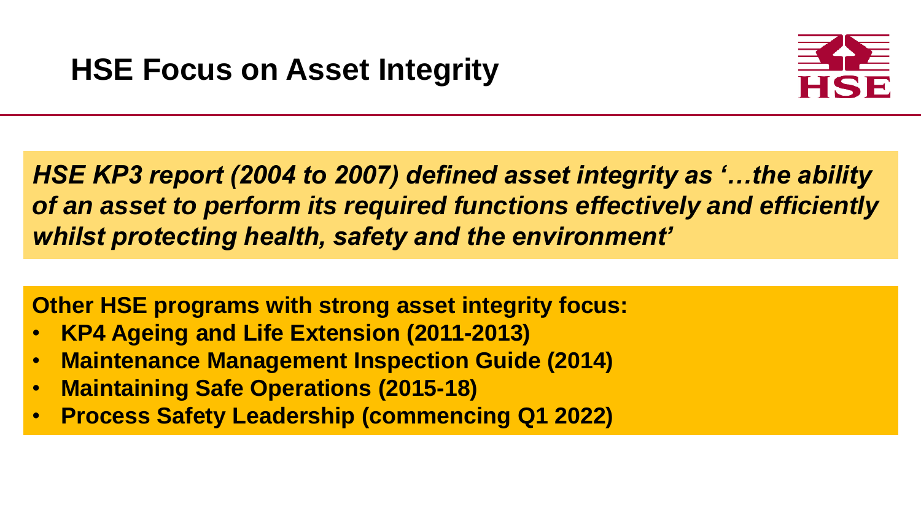# HSE Focus on Asset Integrity

***HSE KP3 report (2004 to 2007) defined asset integrity as '…the ability of an asset to perform its required functions effectively and efficiently whilst protecting health, safety and the environment'***

**Other HSE programs with strong asset integrity focus:**

- **KP4 Ageing and Life Extension (2011-2013)**
- **Maintenance Management Inspection Guide (2014)**
- **Maintaining Safe Operations (2015-18)**
- **Process Safety Leadership (commencing Q1 2022)**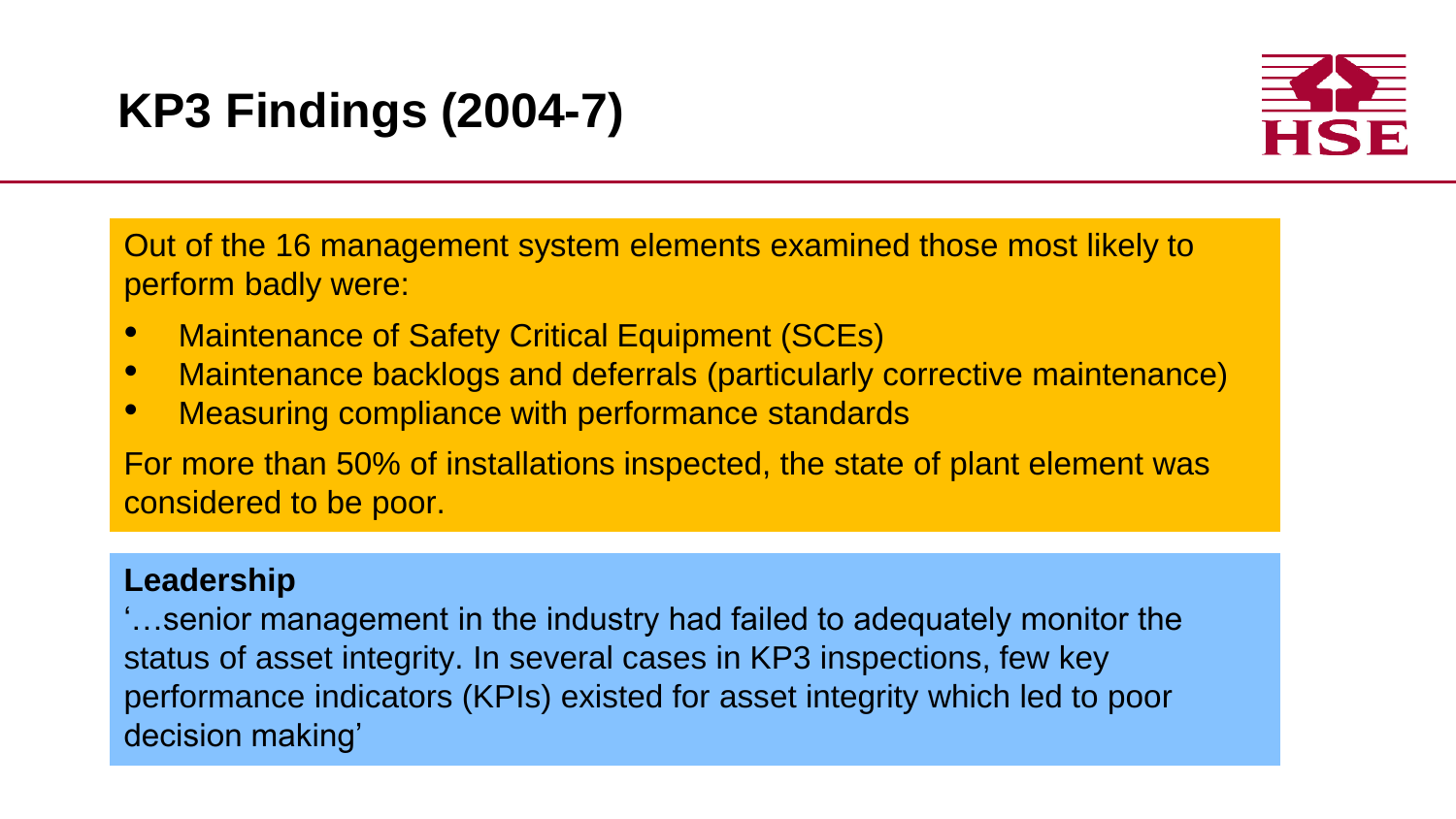# KP3 Findings (2004-7)

Out of the 16 management system elements examined those most likely to perform badly were:

- Maintenance of Safety Critical Equipment (SCEs)
- Maintenance backlogs and deferrals (particularly corrective maintenance)
- Measuring compliance with performance standards

For more than 50% of installations inspected, the state of plant element was considered to be poor.

**Leadership**

'…senior management in the industry had failed to adequately monitor the status of asset integrity. In several cases in KP3 inspections, few key performance indicators (KPIs) existed for asset integrity which led to poor decision making'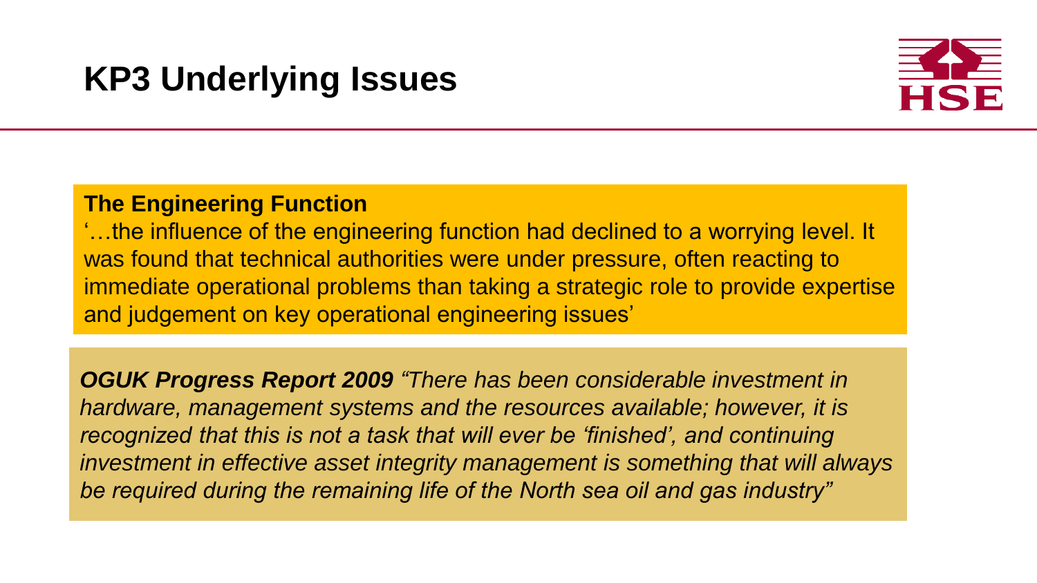# KP3 Underlying Issues

**The Engineering Function**

'…the influence of the engineering function had declined to a worrying level. It was found that technical authorities were under pressure, often reacting to immediate operational problems than taking a strategic role to provide expertise and judgement on key operational engineering issues'

***OGUK Progress Report 2009*** *"There has been considerable investment in hardware, management systems and the resources available; however, it is recognized that this is not a task that will ever be 'finished', and continuing investment in effective asset integrity management is something that will always be required during the remaining life of the North sea oil and gas industry"*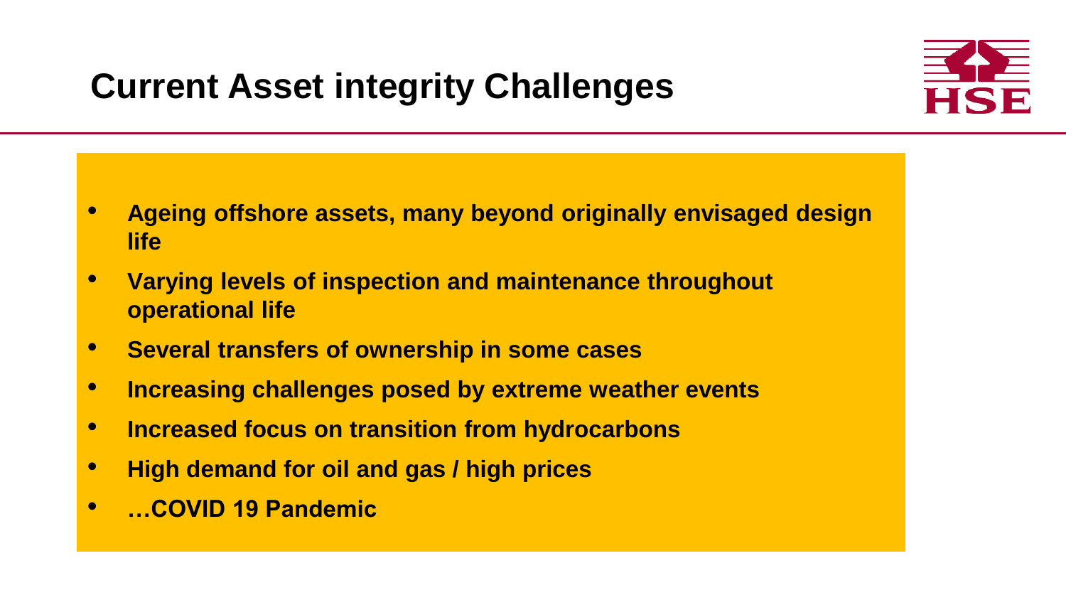# Current Asset integrity Challenges

- **Ageing offshore assets, many beyond originally envisaged design life**
- **Varying levels of inspection and maintenance throughout operational life**
- **Several transfers of ownership in some cases**
- **Increasing challenges posed by extreme weather events**
- **Increased focus on transition from hydrocarbons**
- **High demand for oil and gas / high prices**
- **…COVID 19 Pandemic**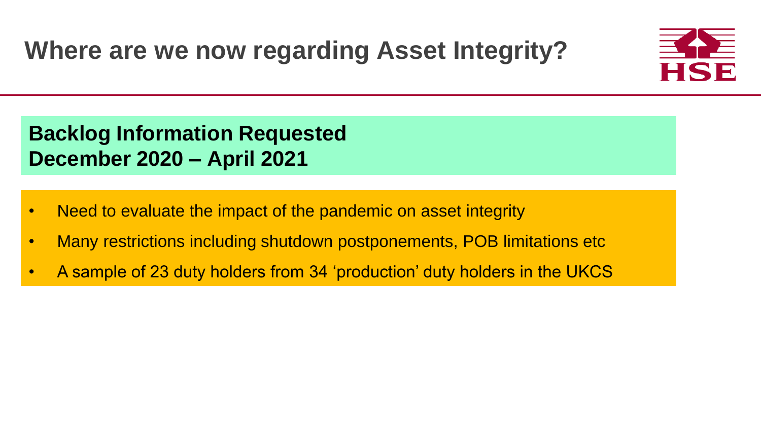# Where are we now regarding Asset Integrity?

**Backlog Information Requested**
**December 2020 – April 2021**

- Need to evaluate the impact of the pandemic on asset integrity
- Many restrictions including shutdown postponements, POB limitations etc
- A sample of 23 duty holders from 34 'production' duty holders in the UKCS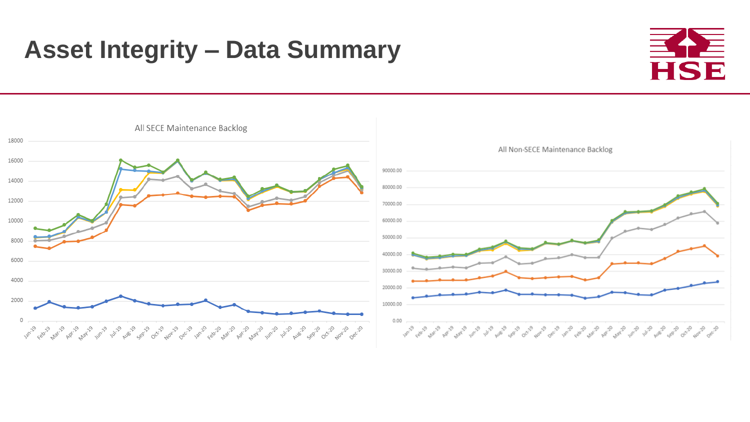# Asset Integrity – Data Summary

All SECE Maintenance Backlog

All Non-SECE Maintenance Backlog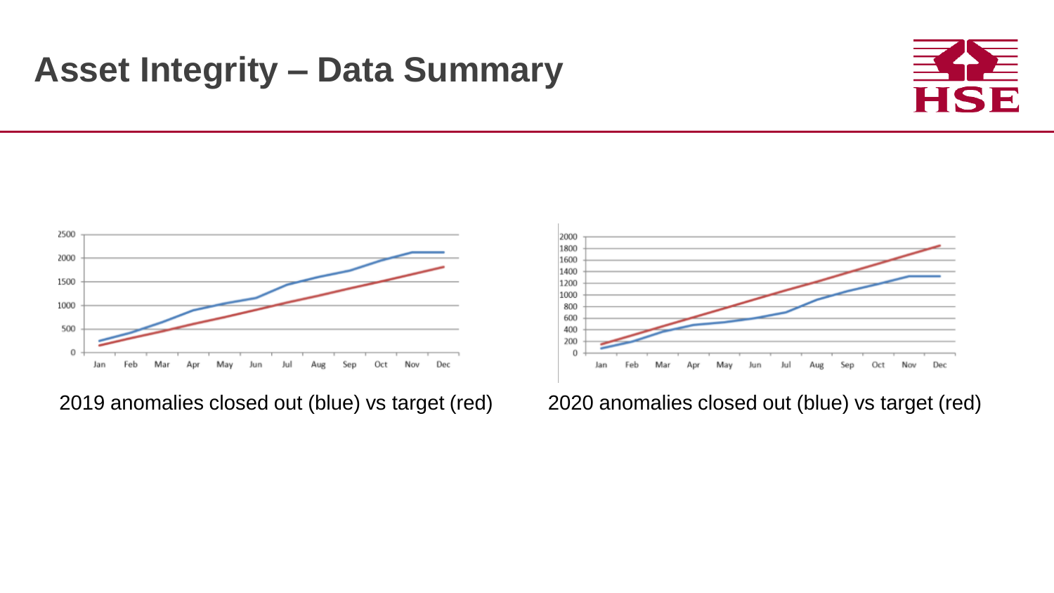# Asset Integrity – Data Summary

2019 anomalies closed out (blue) vs target (red)

2020 anomalies closed out (blue) vs target (red)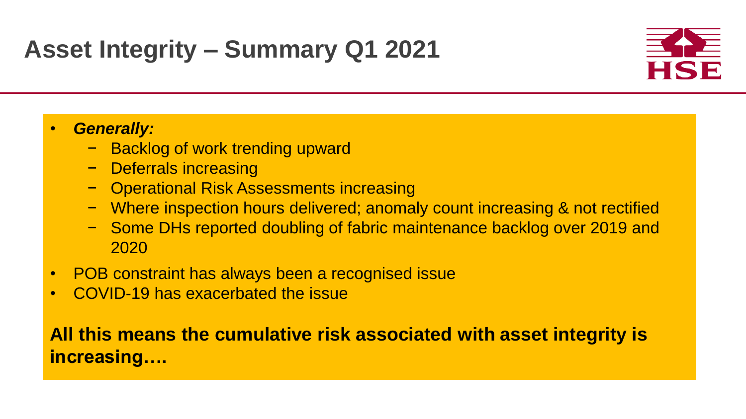# Asset Integrity – Summary Q1 2021

- ***Generally:***
  - Backlog of work trending upward
  - Deferrals increasing
  - Operational Risk Assessments increasing
  - Where inspection hours delivered; anomaly count increasing & not rectified
  - Some DHs reported doubling of fabric maintenance backlog over 2019 and 2020
- POB constraint has always been a recognised issue
- COVID-19 has exacerbated the issue

**All this means the cumulative risk associated with asset integrity is increasing….**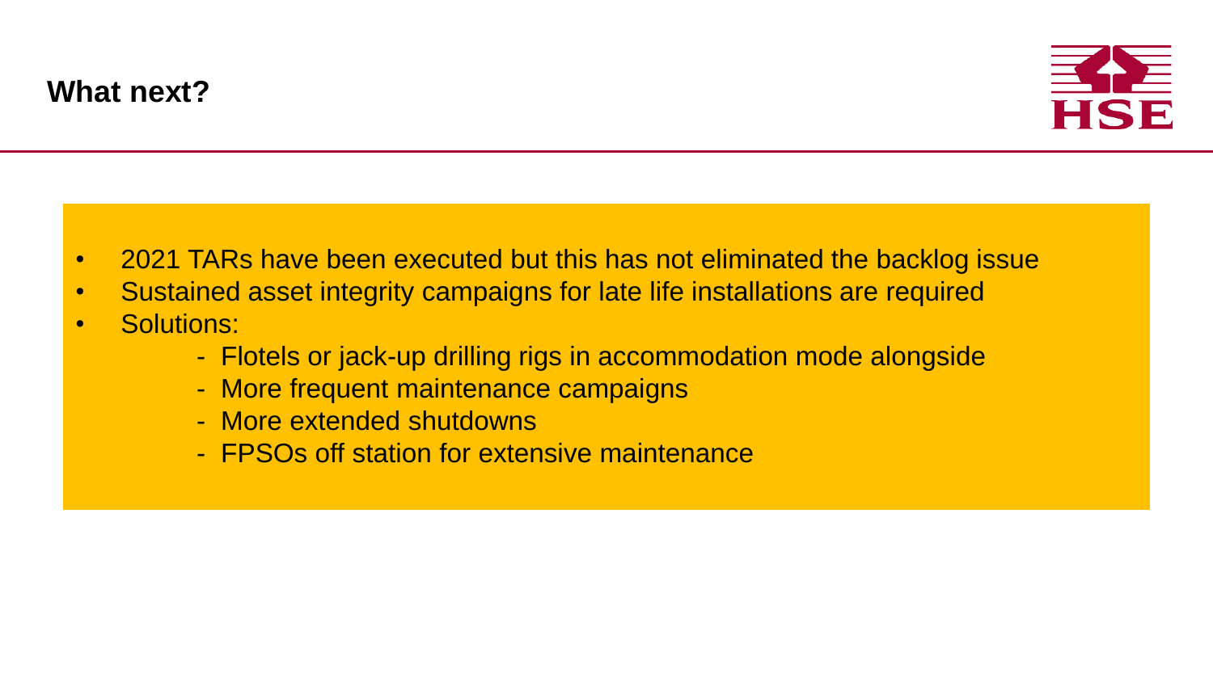## What next?

- 2021 TARs have been executed but this has not eliminated the backlog issue
- Sustained asset integrity campaigns for late life installations are required
- Solutions:
    - Flotels or jack-up drilling rigs in accommodation mode alongside
    - More frequent maintenance campaigns
    - More extended shutdowns
    - FPSOs off station for extensive maintenance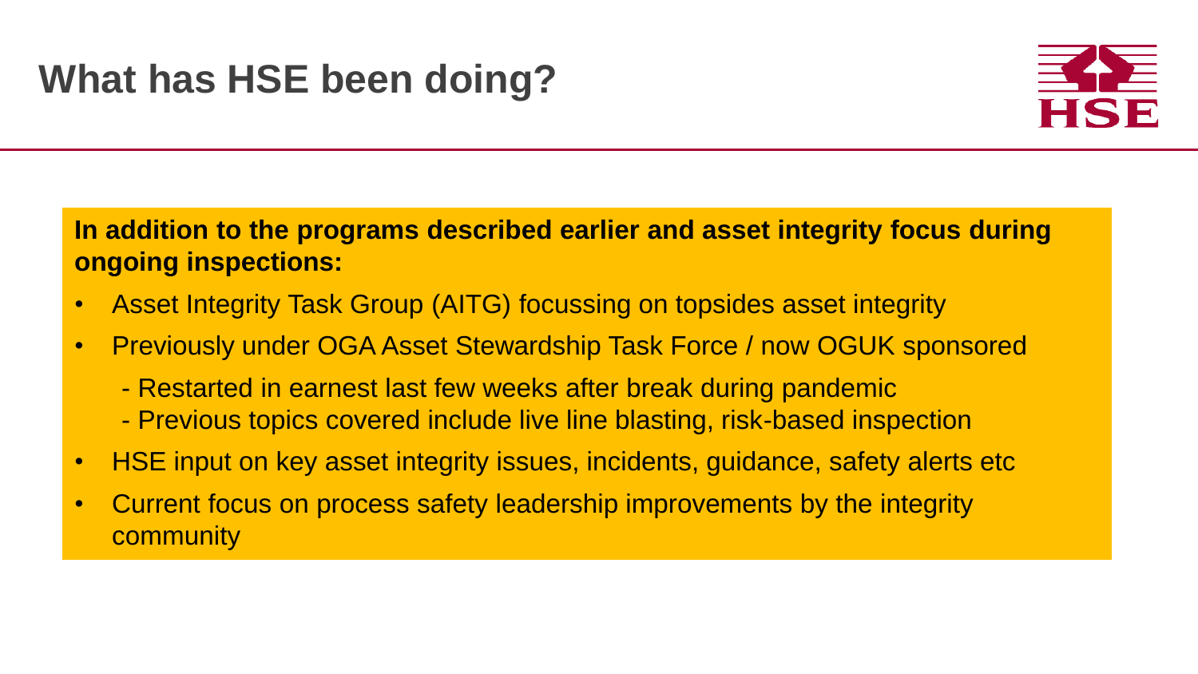# What has HSE been doing?

**In addition to the programs described earlier and asset integrity focus during ongoing inspections:**

- Asset Integrity Task Group (AITG) focussing on topsides asset integrity
- Previously under OGA Asset Stewardship Task Force / now OGUK sponsored
  - Restarted in earnest last few weeks after break during pandemic
  - Previous topics covered include live line blasting, risk-based inspection
- HSE input on key asset integrity issues, incidents, guidance, safety alerts etc
- Current focus on process safety leadership improvements by the integrity community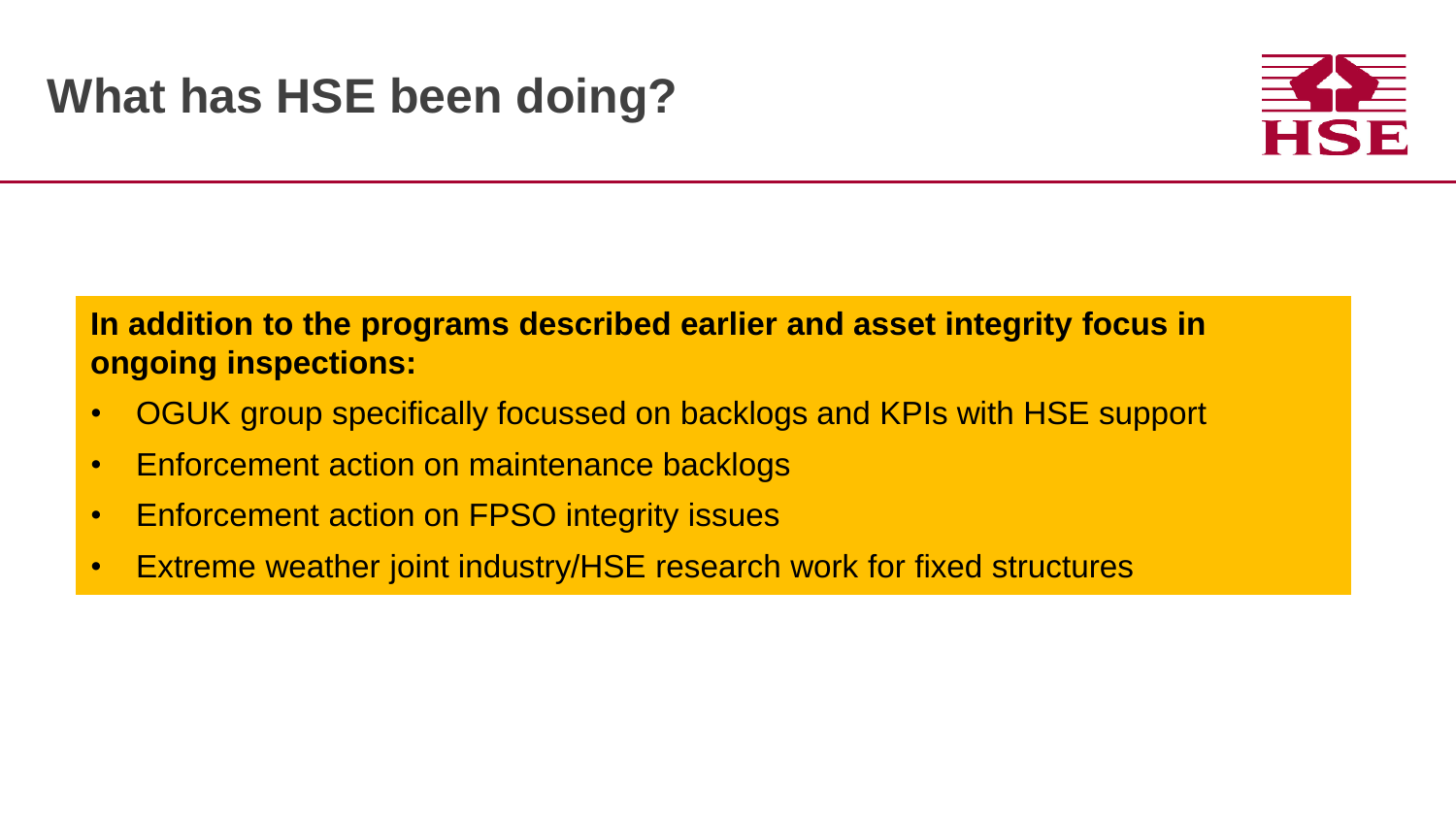# What has HSE been doing?

**In addition to the programs described earlier and asset integrity focus in ongoing inspections:**

- OGUK group specifically focussed on backlogs and KPIs with HSE support
- Enforcement action on maintenance backlogs
- Enforcement action on FPSO integrity issues
- Extreme weather joint industry/HSE research work for fixed structures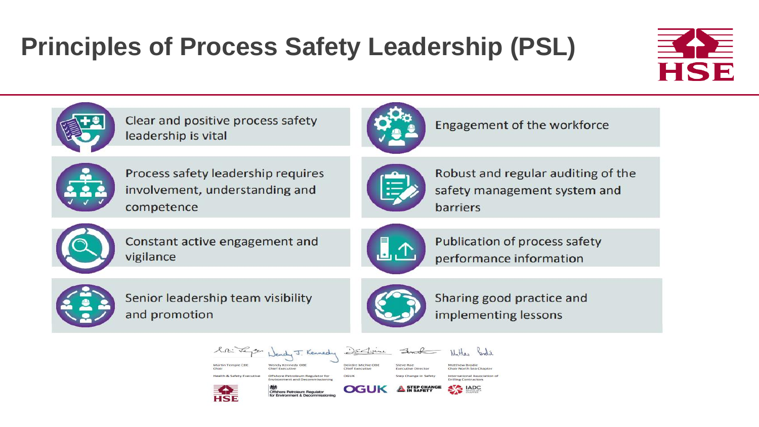# Principles of Process Safety Leadership (PSL)

- Clear and positive process safety leadership is vital
- Engagement of the workforce
- Process safety leadership requires involvement, understanding and competence
- Robust and regular auditing of the safety management system and barriers
- Constant active engagement and vigilance
- Publication of process safety performance information
- Senior leadership team visibility and promotion
- Sharing good practice and implementing lessons

| Martin Temple CBE | Wendy Kennedy OBE | Deirdre Michie OBE | Steve Rae | Matthew Brodie |
| --- | --- | --- | --- | --- |
| Chair | Chief Executive | Chief Executive | Executive Director | Chair North Sea Chapter |
| Health & Safety Executive | Offshore Petroleum Regulator for Environment and Decommissioning | OGUK | Step Change in Safety | International Association of Drilling Contractors |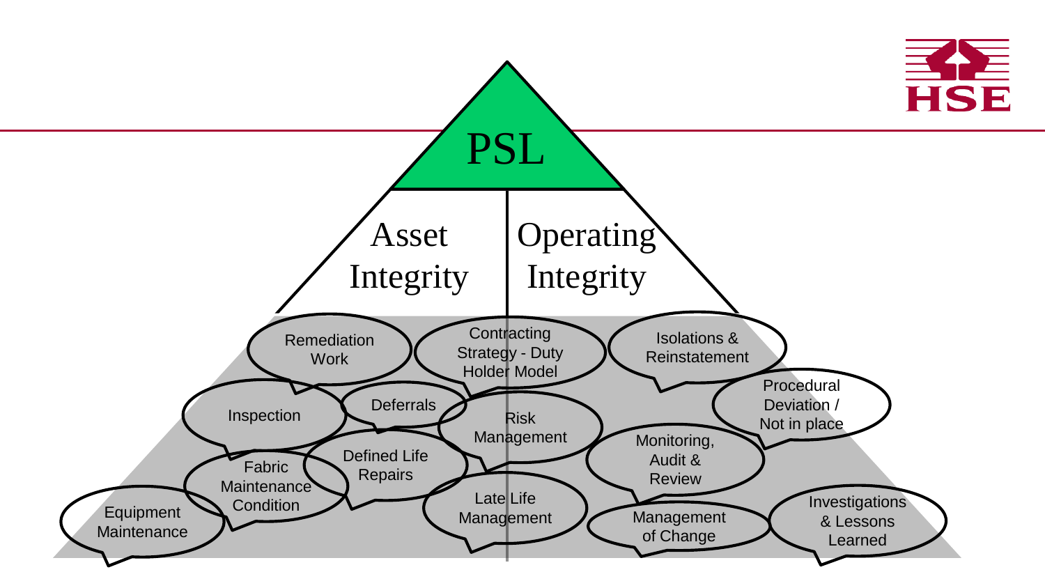PSL

Asset Integrity | Operating Integrity

- Remediation Work
- Contracting Strategy - Duty Holder Model
- Isolations & Reinstatement
- Procedural Deviation / Not in place
- Inspection
- Deferrals
- Risk Management
- Monitoring, Audit & Review
- Fabric Maintenance Condition
- Defined Life Repairs
- Equipment Maintenance
- Late Life Management
- Management of Change
- Investigations & Lessons Learned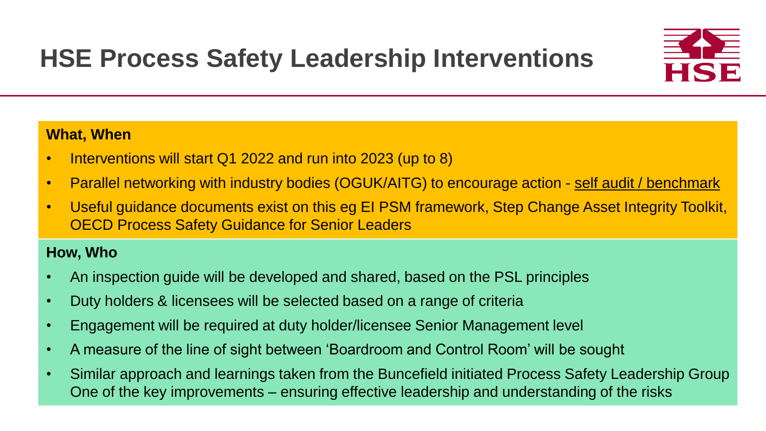# HSE Process Safety Leadership Interventions

**What, When**

- Interventions will start Q1 2022 and run into 2023 (up to 8)
- Parallel networking with industry bodies (OGUK/AITG) to encourage action - self audit / benchmark
- Useful guidance documents exist on this eg EI PSM framework, Step Change Asset Integrity Toolkit, OECD Process Safety Guidance for Senior Leaders

**How, Who**

- An inspection guide will be developed and shared, based on the PSL principles
- Duty holders & licensees will be selected based on a range of criteria
- Engagement will be required at duty holder/licensee Senior Management level
- A measure of the line of sight between 'Boardroom and Control Room' will be sought
- Similar approach and learnings taken from the Buncefield initiated Process Safety Leadership Group One of the key improvements – ensuring effective leadership and understanding of the risks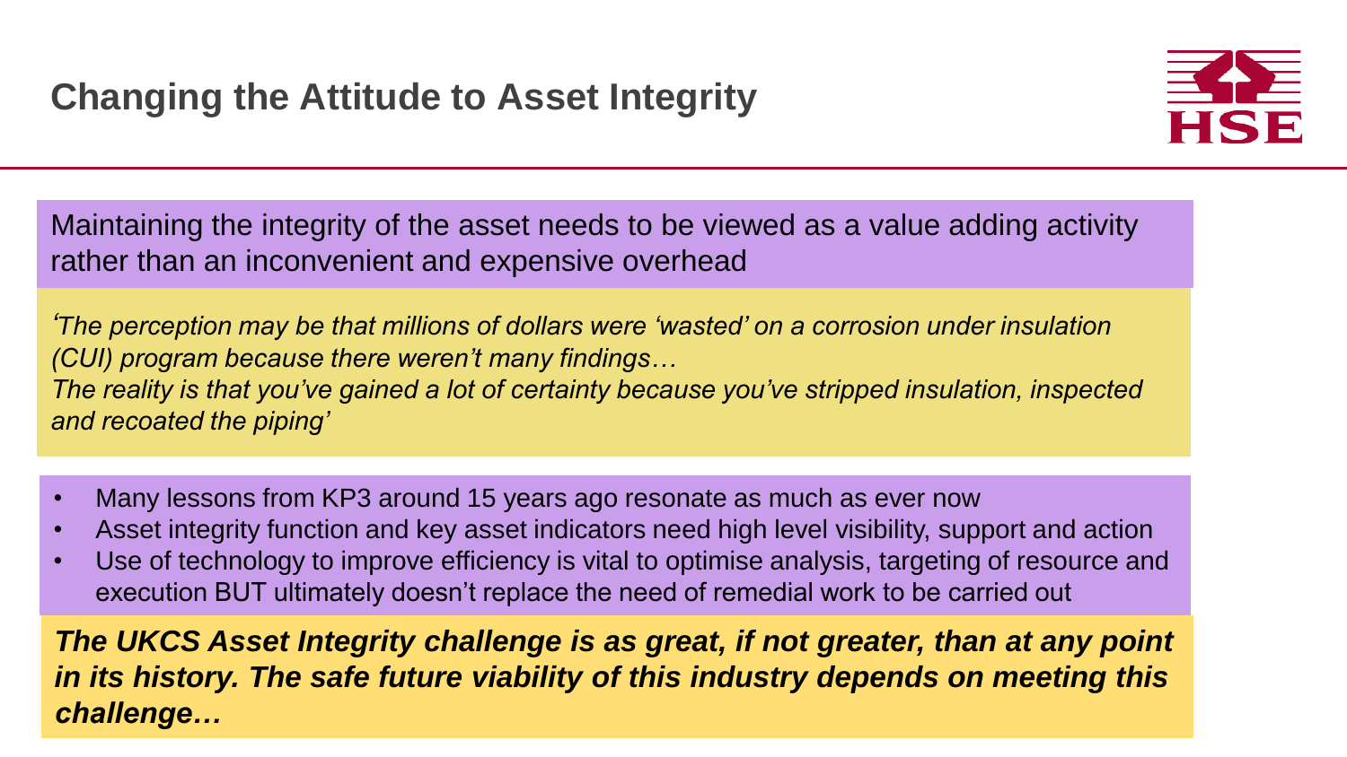# Changing the Attitude to Asset Integrity

Maintaining the integrity of the asset needs to be viewed as a value adding activity rather than an inconvenient and expensive overhead

*'The perception may be that millions of dollars were 'wasted' on a corrosion under insulation (CUI) program because there weren't many findings…*
*The reality is that you've gained a lot of certainty because you've stripped insulation, inspected and recoated the piping'*

- Many lessons from KP3 around 15 years ago resonate as much as ever now
- Asset integrity function and key asset indicators need high level visibility, support and action
- Use of technology to improve efficiency is vital to optimise analysis, targeting of resource and execution BUT ultimately doesn't replace the need of remedial work to be carried out

***The UKCS Asset Integrity challenge is as great, if not greater, than at any point in its history. The safe future viability of this industry depends on meeting this challenge…***